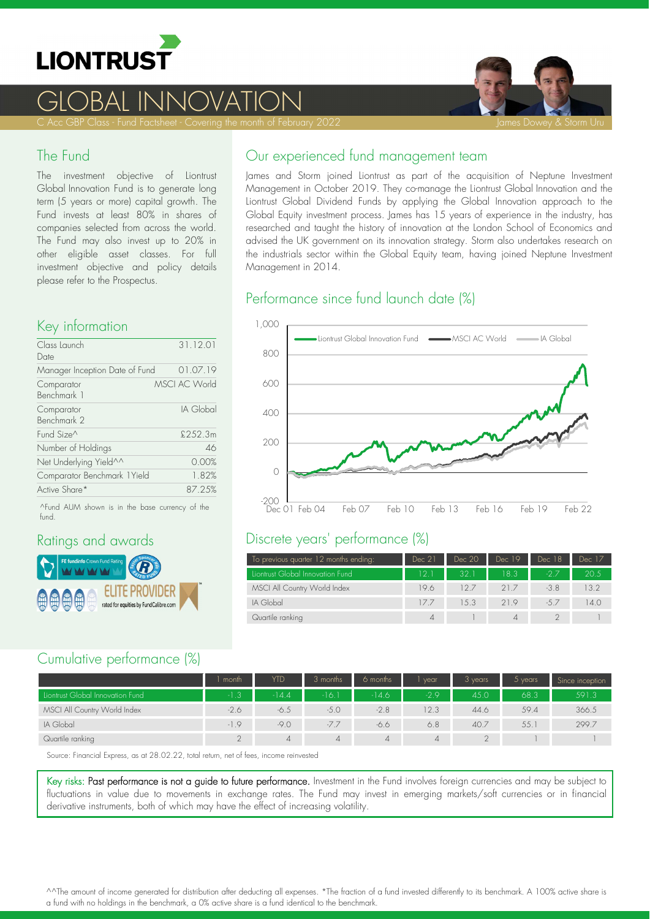# LIONTRUST

# GLOBAL INNOVATION

C Acc GBP Class - Fund Factsheet - Covering the month of February 2022

James Dowey & Storm Uru

## The Fund

The investment objective of Liontrust Global Innovation Fund is to generate long term (5 years or more) capital growth. The Fund invests at least 80% in shares of companies selected from across the world. The Fund may also invest up to 20% in other eligible asset classes. For full investment objective and policy details please refer to the Prospectus.

## Key information

| | |
|---|---|
| Class Launch Date | 31.12.01 |
| Manager Inception Date of Fund | 01.07.19 |
| Comparator Benchmark 1 | MSCI AC World |
| Comparator Benchmark 2 | IA Global |
| Fund Size^ | £252.3m |
| Number of Holdings | 46 |
| Net Underlying Yield^^ | 0.00% |
| Comparator Benchmark 1 Yield | 1.82% |
| Active Share* | 87.25% |

^Fund AUM shown is in the base currency of the fund.

## Ratings and awards

FE fundinfo Crown Fund Rating

ELITE PROVIDER rated for equities by FundCalibre.com

## Our experienced fund management team

James and Storm joined Liontrust as part of the acquisition of Neptune Investment Management in October 2019. They co-manage the Liontrust Global Innovation and the Liontrust Global Dividend Funds by applying the Global Innovation approach to the Global Equity investment process. James has 15 years of experience in the industry, has researched and taught the history of innovation at the London School of Economics and advised the UK government on its innovation strategy. Storm also undertakes research on the industrials sector within the Global Equity team, having joined Neptune Investment Management in 2014.

## Performance since fund launch date (%)

Liontrust Global Innovation Fund — MSCI AC World — IA Global

## Discrete years' performance (%)

| To previous quarter 12 months ending: | Dec 21 | Dec 20 | Dec 19 | Dec 18 | Dec 17 |
|---|---|---|---|---|---|
| Liontrust Global Innovation Fund | 12.1 | 32.1 | 18.3 | -2.7 | 20.5 |
| MSCI All Country World Index | 19.6 | 12.7 | 21.7 | -3.8 | 13.2 |
| IA Global | 17.7 | 15.3 | 21.9 | -5.7 | 14.0 |
| Quartile ranking | 4 | 1 | 4 | 2 | 1 |

## Cumulative performance (%)

| | 1 month | YTD | 3 months | 6 months | 1 year | 3 years | 5 years | Since inception |
|---|---|---|---|---|---|---|---|---|
| Liontrust Global Innovation Fund | -1.3 | -14.4 | -16.1 | -14.6 | -2.9 | 45.0 | 68.3 | 591.3 |
| MSCI All Country World Index | -2.6 | -6.5 | -5.0 | -2.8 | 12.3 | 44.6 | 59.4 | 366.5 |
| IA Global | -1.9 | -9.0 | -7.7 | -6.6 | 6.8 | 40.7 | 55.1 | 299.7 |
| Quartile ranking | 2 | 4 | 4 | 4 | 4 | 2 | 1 | 1 |

Source: Financial Express, as at 28.02.22, total return, net of fees, income reinvested

**Key risks: Past performance is not a guide to future performance.** Investment in the Fund involves foreign currencies and may be subject to fluctuations in value due to movements in exchange rates. The Fund may invest in emerging markets/soft currencies or in financial derivative instruments, both of which may have the effect of increasing volatility.

^^The amount of income generated for distribution after deducting all expenses. *The fraction of a fund invested differently to its benchmark. A 100% active share is a fund with no holdings in the benchmark, a 0% active share is a fund identical to the benchmark.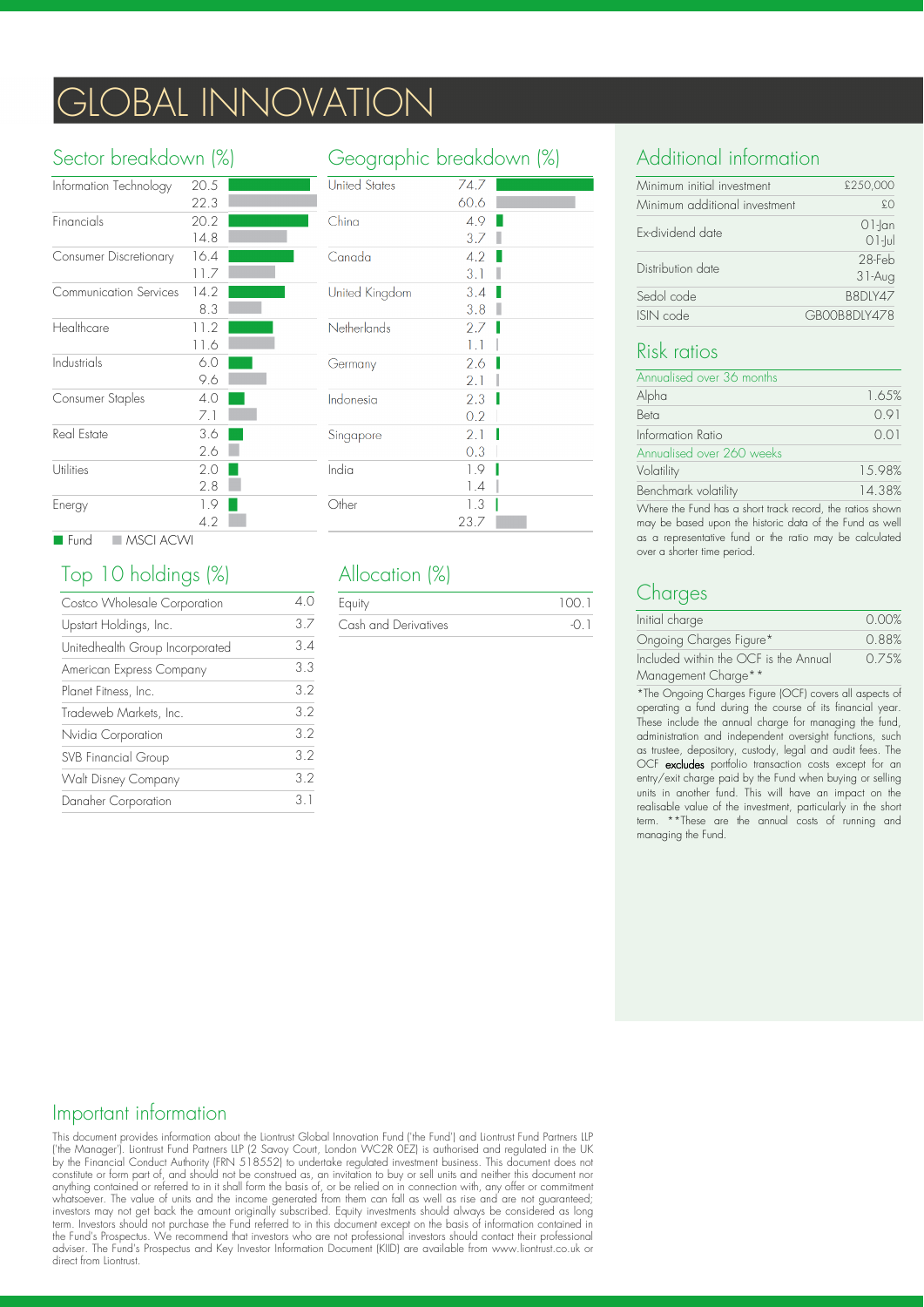# GLOBAL INNOVATION

## Sector breakdown (%)

| | Fund | MSCI ACWI |
|---|---|---|
| Information Technology | 20.5 | 22.3 |
| Financials | 20.2 | 14.8 |
| Consumer Discretionary | 16.4 | 11.7 |
| Communication Services | 14.2 | 8.3 |
| Healthcare | 11.2 | 11.6 |
| Industrials | 6.0 | 9.6 |
| Consumer Staples | 4.0 | 7.1 |
| Real Estate | 3.6 | 2.6 |
| Utilities | 2.0 | 2.8 |
| Energy | 1.9 | 4.2 |

■ Fund ■ MSCI ACWI

## Geographic breakdown (%)

| | Fund | MSCI ACWI |
|---|---|---|
| United States | 74.7 | 60.6 |
| China | 4.9 | 3.7 |
| Canada | 4.2 | 3.1 |
| United Kingdom | 3.4 | 3.8 |
| Netherlands | 2.7 | 1.1 |
| Germany | 2.6 | 2.1 |
| Indonesia | 2.3 | 0.2 |
| Singapore | 2.1 | 0.3 |
| India | 1.9 | 1.4 |
| Other | 1.3 | 23.7 |

## Top 10 holdings (%)

| | |
|---|---|
| Costco Wholesale Corporation | 4.0 |
| Upstart Holdings, Inc. | 3.7 |
| Unitedhealth Group Incorporated | 3.4 |
| American Express Company | 3.3 |
| Planet Fitness, Inc. | 3.2 |
| Tradeweb Markets, Inc. | 3.2 |
| Nvidia Corporation | 3.2 |
| SVB Financial Group | 3.2 |
| Walt Disney Company | 3.2 |
| Danaher Corporation | 3.1 |

## Allocation (%)

| | |
|---|---|
| Equity | 100.1 |
| Cash and Derivatives | -0.1 |

## Additional information

| | |
|---|---|
| Minimum initial investment | £250,000 |
| Minimum additional investment | £0 |
| Ex-dividend date | 01-Jan<br>01-Jul |
| Distribution date | 28-Feb<br>31-Aug |
| Sedol code | B8DLY47 |
| ISIN code | GB00B8DLY478 |

## Risk ratios

| Annualised over 36 months | |
|---|---|
| Alpha | 1.65% |
| Beta | 0.91 |
| Information Ratio | 0.01 |
| *Annualised over 260 weeks* | |
| Volatility | 15.98% |
| Benchmark volatility | 14.38% |

Where the Fund has a short track record, the ratios shown may be based upon the historic data of the Fund as well as a representative fund or the ratio may be calculated over a shorter time period.

## Charges

| | |
|---|---|
| Initial charge | 0.00% |
| Ongoing Charges Figure* | 0.88% |
| Included within the OCF is the Annual Management Charge** | 0.75% |

*The Ongoing Charges Figure (OCF) covers all aspects of operating a fund during the course of its financial year. These include the annual charge for managing the fund, administration and independent oversight functions, such as trustee, depository, custody, legal and audit fees. The OCF **excludes** portfolio transaction costs except for an entry/exit charge paid by the Fund when buying or selling units in another fund. This will have an impact on the realisable value of the investment, particularly in the short term. **These are the annual costs of running and managing the Fund.

## Important information

This document provides information about the Liontrust Global Innovation Fund ('the Fund') and Liontrust Fund Partners LLP ('the Manager'). Liontrust Fund Partners LLP (2 Savoy Court, London WC2R 0EZ) is authorised and regulated in the UK by the Financial Conduct Authority (FRN 518552) to undertake regulated investment business. This document does not constitute or form part of, and should not be construed as, an invitation to buy or sell units and neither this document nor anything contained or referred to in it shall form the basis of, or be relied on in connection with, any offer or commitment whatsoever. The value of units and the income generated from them can fall as well as rise and are not guaranteed; investors may not get back the amount originally subscribed. Equity investments should always be considered as long term. Investors should not purchase the Fund referred to in this document except on the basis of information contained in the Fund's Prospectus. We recommend that investors who are not professional investors should contact their professional adviser. The Fund's Prospectus and Key Investor Information Document (KIID) are available from www.liontrust.co.uk or direct from Liontrust.